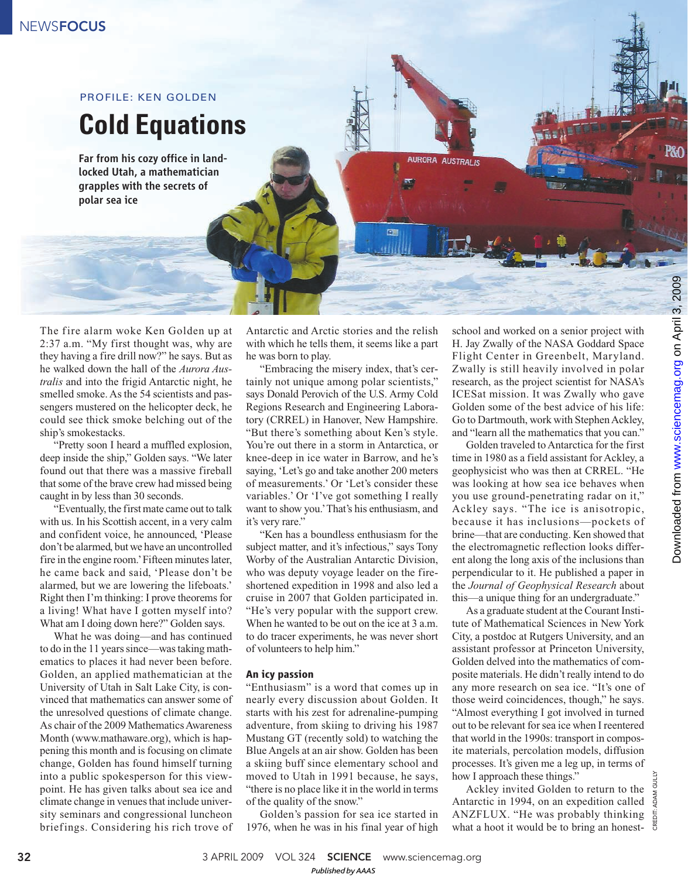PROFILE: KEN GOLDEN

# Cold Equations

**Far from his cozy office in landlocked Utah, a mathematician grapples with the secrets of polar sea ice**

The fire alarm woke Ken Golden up at 2:37 a.m. "My first thought was, why are they having a fire drill now?" he says. But as he walked down the hall of the *Aurora Australis* and into the frigid Antarctic night, he smelled smoke. As the 54 scientists and passengers mustered on the helicopter deck, he could see thick smoke belching out of the ship's smokestacks.

"Pretty soon I heard a muffled explosion, deep inside the ship," Golden says. "We later found out that there was a massive fireball that some of the brave crew had missed being caught in by less than 30 seconds.

"Eventually, the first mate came out to talk with us. In his Scottish accent, in a very calm and confident voice, he announced, 'Please don't be alarmed, but we have an uncontrolled fire in the engine room.' Fifteen minutes later, he came back and said, 'Please don't be alarmed, but we are lowering the lifeboats.' Right then I'm thinking: I prove theorems for a living! What have I gotten myself into? What am I doing down here?" Golden says.

What he was doing—and has continued to do in the 11 years since—was taking mathematics to places it had never been before. Golden, an applied mathematician at the University of Utah in Salt Lake City, is convinced that mathematics can answer some of the unresolved questions of climate change. As chair of the 2009 Mathematics Awareness Month (www.mathaware.org), which is happening this month and is focusing on climate change, Golden has found himself turning into a public spokesperson for this viewpoint. He has given talks about sea ice and climate change in venues that include university seminars and congressional luncheon briefings. Considering his rich trove of Antarctic and Arctic stories and the relish with which he tells them, it seems like a part he was born to play.

"Embracing the misery index, that's certainly not unique among polar scientists," says Donald Perovich of the U.S. Army Cold Regions Research and Engineering Laboratory (CRREL) in Hanover, New Hampshire. "But there's something about Ken's style. You're out there in a storm in Antarctica, or knee-deep in ice water in Barrow, and he's saying, 'Let's go and take another 200 meters of measurements.' Or 'Let's consider these variables.' Or 'I've got something I really want to show you.' That's his enthusiasm, and it's very rare."

"Ken has a boundless enthusiasm for the subject matter, and it's infectious," says Tony Worby of the Australian Antarctic Division, who was deputy voyage leader on the fire-shortened expedition in 1998 and also led a cruise in 2007 that Golden participated in. "He's very popular with the support crew. When he wanted to be out on the ice at 3 a.m. to do tracer experiments, he was never short of volunteers to help him."

### An icy passion

"Enthusiasm" is a word that comes up in nearly every discussion about Golden. It starts with his zest for adrenaline-pumping adventure, from skiing to driving his 1987 Mustang GT (recently sold) to watching the Blue Angels at an air show. Golden has been a skiing buff since elementary school and moved to Utah in 1991 because, he says, "there is no place like it in the world in terms of the quality of the snow."

Golden's passion for sea ice started in 1976, when he was in his final year of high school and worked on a senior project with H. Jay Zwally of the NASA Goddard Space Flight Center in Greenbelt, Maryland. Zwally is still heavily involved in polar research, as the project scientist for NASA's ICESat mission. It was Zwally who gave Golden some of the best advice of his life: Go to Dartmouth, work with Stephen Ackley, and "learn all the mathematics that you can."

Golden traveled to Antarctica for the first time in 1980 as a field assistant for Ackley, a geophysicist who was then at CRREL. "He was looking at how sea ice behaves when you use ground-penetrating radar on it," Ackley says. "The ice is anisotropic, because it has inclusions—pockets of brine—that are conducting. Ken showed that the electromagnetic reflection looks different along the long axis of the inclusions than perpendicular to it. He published a paper in the *Journal of Geophysical Research* about this—a unique thing for an undergraduate."

As a graduate student at the Courant Institute of Mathematical Sciences in New York City, a postdoc at Rutgers University, and an assistant professor at Princeton University, Golden delved into the mathematics of composite materials. He didn't really intend to do any more research on sea ice. "It's one of those weird coincidences, though," he says. "Almost everything I got involved in turned out to be relevant for sea ice when I reentered that world in the 1990s: transport in composite materials, percolation models, diffusion processes. It's given me a leg up, in terms of how I approach these things."

Ackley invited Golden to return to the Antarctic in 1994, on an expedition called ANZFLUX. "He was probably thinking what a hoot it would be to bring an honest-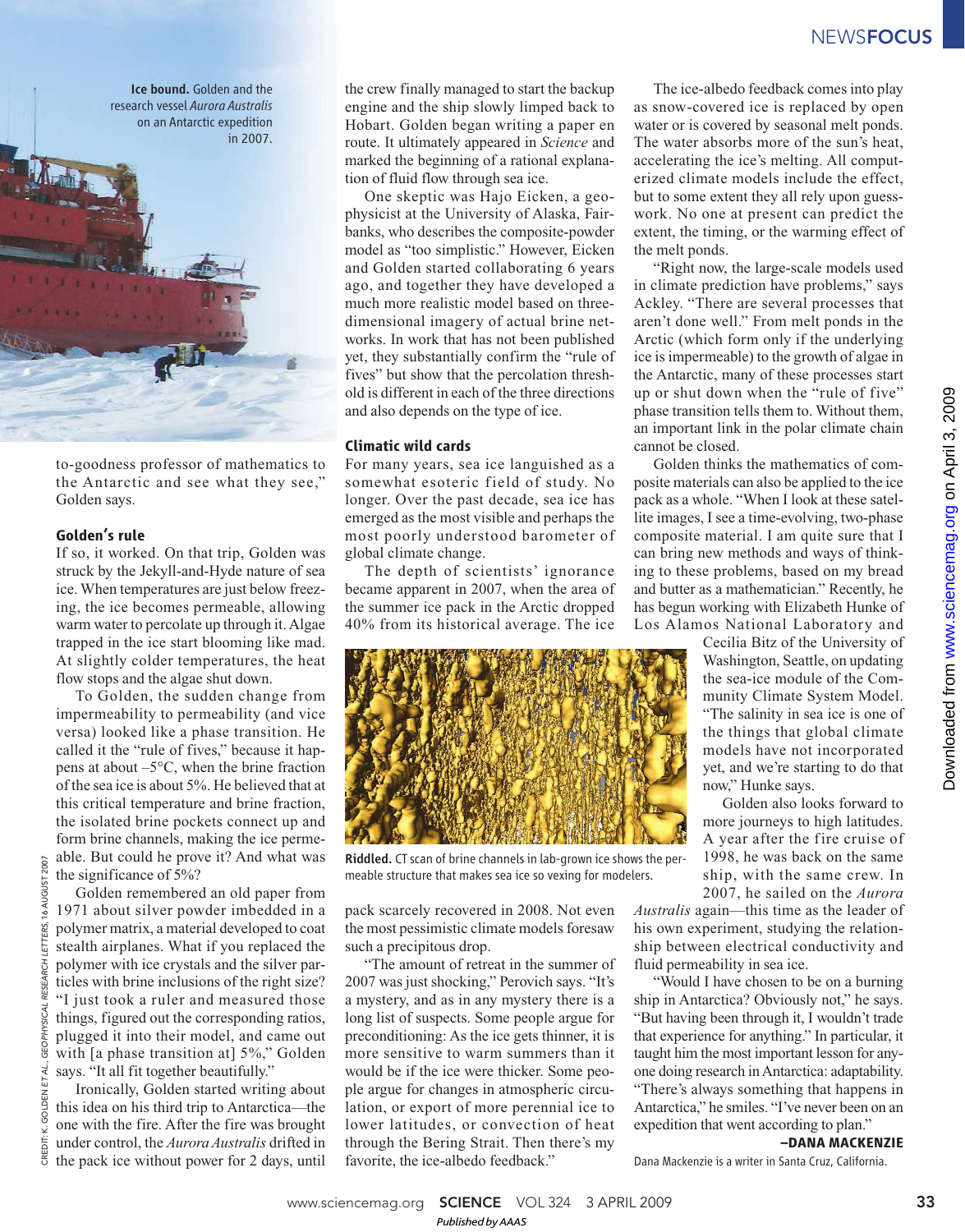Ice bound. Golden and the research vessel *Aurora Australis* on an Antarctic expedition in 2007.

to-goodness professor of mathematics to the Antarctic and see what they see," Golden says.

## Golden's rule

If so, it worked. On that trip, Golden was struck by the Jekyll-and-Hyde nature of sea ice. When temperatures are just below freezing, the ice becomes permeable, allowing warm water to percolate up through it. Algae trapped in the ice start blooming like mad. At slightly colder temperatures, the heat flow stops and the algae shut down.

To Golden, the sudden change from impermeability to permeability (and vice versa) looked like a phase transition. He called it the "rule of fives," because it happens at about –5°C, when the brine fraction of the sea ice is about 5%. He believed that at this critical temperature and brine fraction, the isolated brine pockets connect up and form brine channels, making the ice permeable. But could he prove it? And what was the significance of 5%?

Golden remembered an old paper from 1971 about silver powder imbedded in a polymer matrix, a material developed to coat stealth airplanes. What if you replaced the polymer with ice crystals and the silver particles with brine inclusions of the right size? "I just took a ruler and measured those things, figured out the corresponding ratios, plugged it into their model, and came out with [a phase transition at] 5%," Golden says. "It all fit together beautifully."

Ironically, Golden started writing about this idea on his third trip to Antarctica—the one with the fire. After the fire was brought under control, the *Aurora Australis* drifted in the pack ice without power for 2 days, until the crew finally managed to start the backup engine and the ship slowly limped back to Hobart. Golden began writing a paper en route. It ultimately appeared in *Science* and marked the beginning of a rational explanation of fluid flow through sea ice.

One skeptic was Hajo Eicken, a geophysicist at the University of Alaska, Fairbanks, who describes the composite-powder model as "too simplistic." However, Eicken and Golden started collaborating 6 years ago, and together they have developed a much more realistic model based on three-dimensional imagery of actual brine networks. In work that has not been published yet, they substantially confirm the "rule of fives" but show that the percolation threshold is different in each of the three directions and also depends on the type of ice.

## Climatic wild cards

For many years, sea ice languished as a somewhat esoteric field of study. No longer. Over the past decade, sea ice has emerged as the most visible and perhaps the most poorly understood barometer of global climate change.

The depth of scientists' ignorance became apparent in 2007, when the area of the summer ice pack in the Arctic dropped 40% from its historical average. The ice pack scarcely recovered in 2008. Not even the most pessimistic climate models foresaw such a precipitous drop.

Riddled. CT scan of brine channels in lab-grown ice shows the permeable structure that makes sea ice so vexing for modelers.

"The amount of retreat in the summer of 2007 was just shocking," Perovich says. "It's a mystery, and as in any mystery there is a long list of suspects. Some people argue for preconditioning: As the ice gets thinner, it is more sensitive to warm summers than it would be if the ice were thicker. Some people argue for changes in atmospheric circulation, or export of more perennial ice to lower latitudes, or convection of heat through the Bering Strait. Then there's my favorite, the ice-albedo feedback."

The ice-albedo feedback comes into play as snow-covered ice is replaced by open water or is covered by seasonal melt ponds. The water absorbs more of the sun's heat, accelerating the ice's melting. All computerized climate models include the effect, but to some extent they all rely upon guesswork. No one at present can predict the extent, the timing, or the warming effect of the melt ponds.

"Right now, the large-scale models used in climate prediction have problems," says Ackley. "There are several processes that aren't done well." From melt ponds in the Arctic (which form only if the underlying ice is impermeable) to the growth of algae in the Antarctic, many of these processes start up or shut down when the "rule of five" phase transition tells them to. Without them, an important link in the polar climate chain cannot be closed.

Golden thinks the mathematics of composite materials can also be applied to the ice pack as a whole. "When I look at these satellite images, I see a time-evolving, two-phase composite material. I am quite sure that I can bring new methods and ways of thinking to these problems, based on my bread and butter as a mathematician." Recently, he has begun working with Elizabeth Hunke of Los Alamos National Laboratory and Cecilia Bitz of the University of Washington, Seattle, on updating the sea-ice module of the Community Climate System Model. "The salinity in sea ice is one of the things that global climate models have not incorporated yet, and we're starting to do that now," Hunke says.

Golden also looks forward to more journeys to high latitudes. A year after the fire cruise of 1998, he was back on the same ship, with the same crew. In 2007, he sailed on the *Aurora Australis* again—this time as the leader of his own experiment, studying the relationship between electrical conductivity and fluid permeability in sea ice.

"Would I have chosen to be on a burning ship in Antarctica? Obviously not," he says. "But having been through it, I wouldn't trade that experience for anything." In particular, it taught him the most important lesson for anyone doing research in Antarctica: adaptability. "There's always something that happens in Antarctica," he smiles. "I've never been on an expedition that went according to plan."

**–DANA MACKENZIE**

Dana Mackenzie is a writer in Santa Cruz, California.

CREDIT: K. GOLDEN *ET AL., GEOPHYSICAL RESEARCH LETTERS*, 16 AUGUST 2007